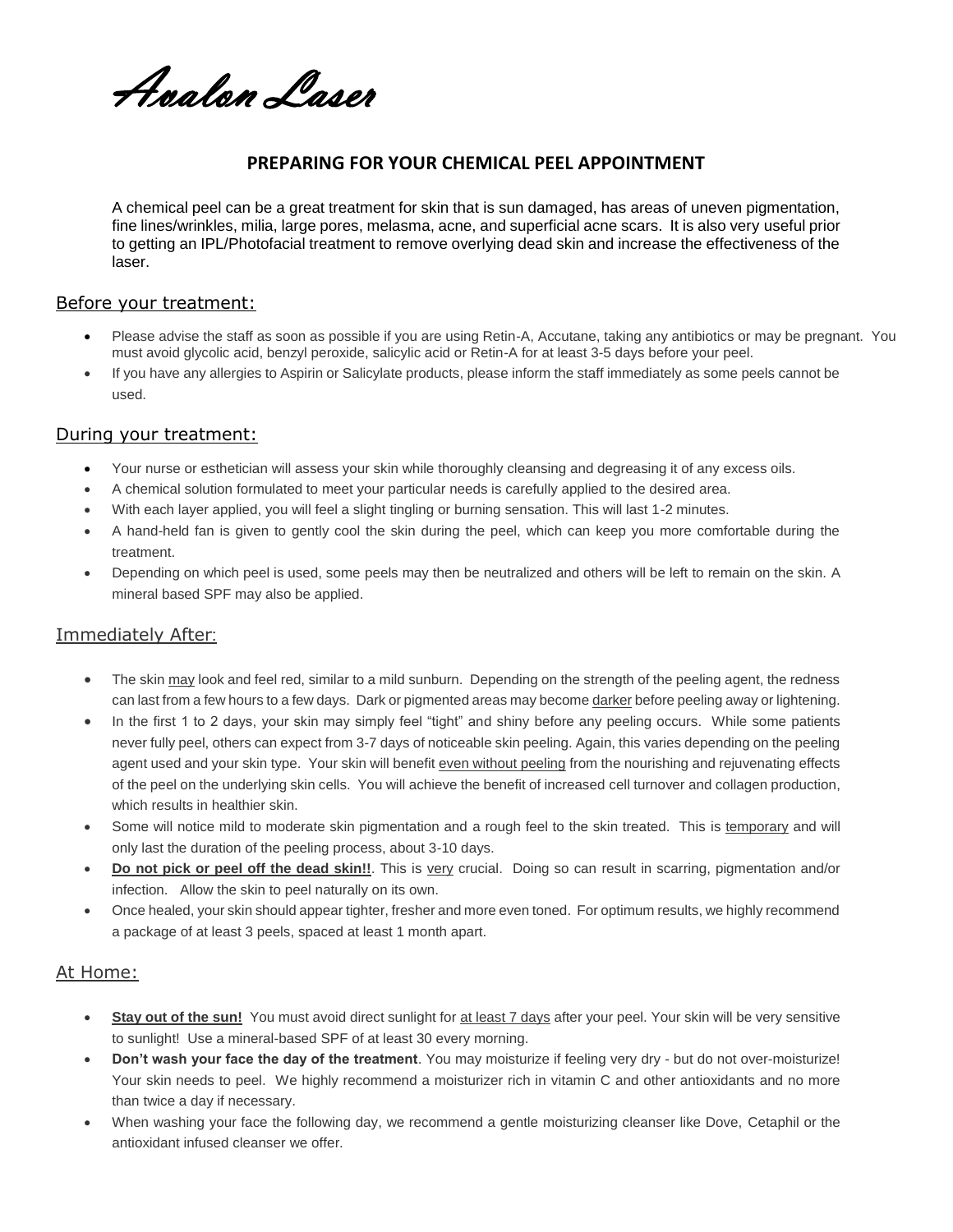*Avalon Laser*

# PREPARING FOR YOUR CHEMICAL PEEL APPOINTMENT

A chemical peel can be a great treatment for skin that is sun damaged, has areas of uneven pigmentation, fine lines/wrinkles, milia, large pores, melasma, acne, and superficial acne scars. It is also very useful prior to getting an IPL/Photofacial treatment to remove overlying dead skin and increase the effectiveness of the laser.

## Before your treatment:

- Please advise the staff as soon as possible if you are using Retin-A, Accutane, taking any antibiotics or may be pregnant. You must avoid glycolic acid, benzyl peroxide, salicylic acid or Retin-A for at least 3-5 days before your peel.
- If you have any allergies to Aspirin or Salicylate products, please inform the staff immediately as some peels cannot be used.

## During your treatment:

- Your nurse or esthetician will assess your skin while thoroughly cleansing and degreasing it of any excess oils.
- A chemical solution formulated to meet your particular needs is carefully applied to the desired area.
- With each layer applied, you will feel a slight tingling or burning sensation. This will last 1-2 minutes.
- A hand-held fan is given to gently cool the skin during the peel, which can keep you more comfortable during the treatment.
- Depending on which peel is used, some peels may then be neutralized and others will be left to remain on the skin. A mineral based SPF may also be applied.

## Immediately After:

- The skin may look and feel red, similar to a mild sunburn. Depending on the strength of the peeling agent, the redness can last from a few hours to a few days. Dark or pigmented areas may become darker before peeling away or lightening.
- In the first 1 to 2 days, your skin may simply feel "tight" and shiny before any peeling occurs. While some patients never fully peel, others can expect from 3-7 days of noticeable skin peeling. Again, this varies depending on the peeling agent used and your skin type. Your skin will benefit even without peeling from the nourishing and rejuvenating effects of the peel on the underlying skin cells. You will achieve the benefit of increased cell turnover and collagen production, which results in healthier skin.
- Some will notice mild to moderate skin pigmentation and a rough feel to the skin treated. This is temporary and will only last the duration of the peeling process, about 3-10 days.
- **Do not pick or peel off the dead skin!!**. This is very crucial. Doing so can result in scarring, pigmentation and/or infection. Allow the skin to peel naturally on its own.
- Once healed, your skin should appear tighter, fresher and more even toned. For optimum results, we highly recommend a package of at least 3 peels, spaced at least 1 month apart.

## At Home:

- **Stay out of the sun!** You must avoid direct sunlight for at least 7 days after your peel. Your skin will be very sensitive to sunlight! Use a mineral-based SPF of at least 30 every morning.
- **Don't wash your face the day of the treatment**. You may moisturize if feeling very dry - but do not over-moisturize! Your skin needs to peel. We highly recommend a moisturizer rich in vitamin C and other antioxidants and no more than twice a day if necessary.
- When washing your face the following day, we recommend a gentle moisturizing cleanser like Dove, Cetaphil or the antioxidant infused cleanser we offer.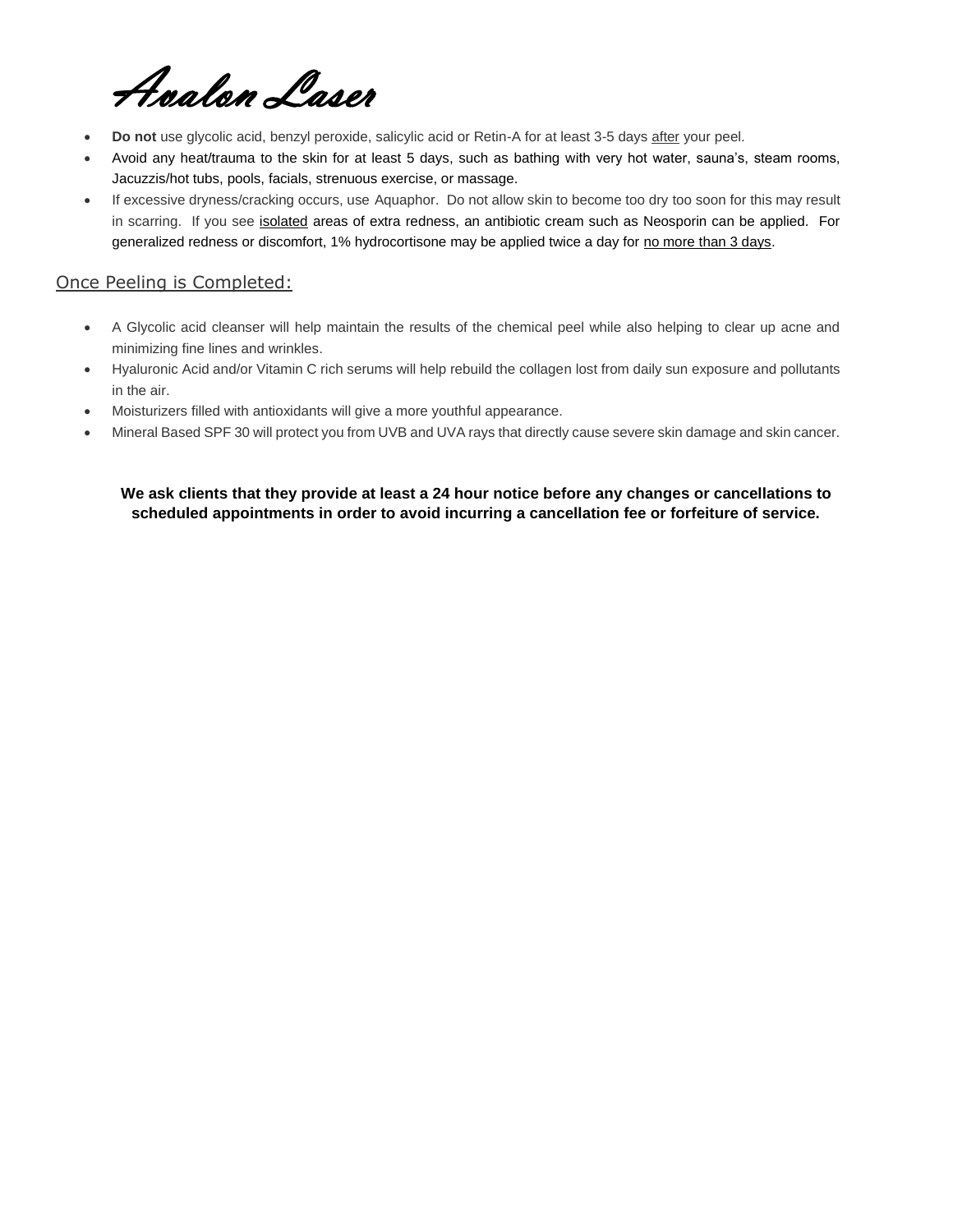Avalon Laser

- **Do not** use glycolic acid, benzyl peroxide, salicylic acid or Retin-A for at least 3-5 days after your peel.
- Avoid any heat/trauma to the skin for at least 5 days, such as bathing with very hot water, sauna's, steam rooms, Jacuzzis/hot tubs, pools, facials, strenuous exercise, or massage.
- If excessive dryness/cracking occurs, use Aquaphor. Do not allow skin to become too dry too soon for this may result in scarring. If you see isolated areas of extra redness, an antibiotic cream such as Neosporin can be applied. For generalized redness or discomfort, 1% hydrocortisone may be applied twice a day for no more than 3 days.

## Once Peeling is Completed:

- A Glycolic acid cleanser will help maintain the results of the chemical peel while also helping to clear up acne and minimizing fine lines and wrinkles.
- Hyaluronic Acid and/or Vitamin C rich serums will help rebuild the collagen lost from daily sun exposure and pollutants in the air.
- Moisturizers filled with antioxidants will give a more youthful appearance.
- Mineral Based SPF 30 will protect you from UVB and UVA rays that directly cause severe skin damage and skin cancer.

**We ask clients that they provide at least a 24 hour notice before any changes or cancellations to scheduled appointments in order to avoid incurring a cancellation fee or forfeiture of service.**